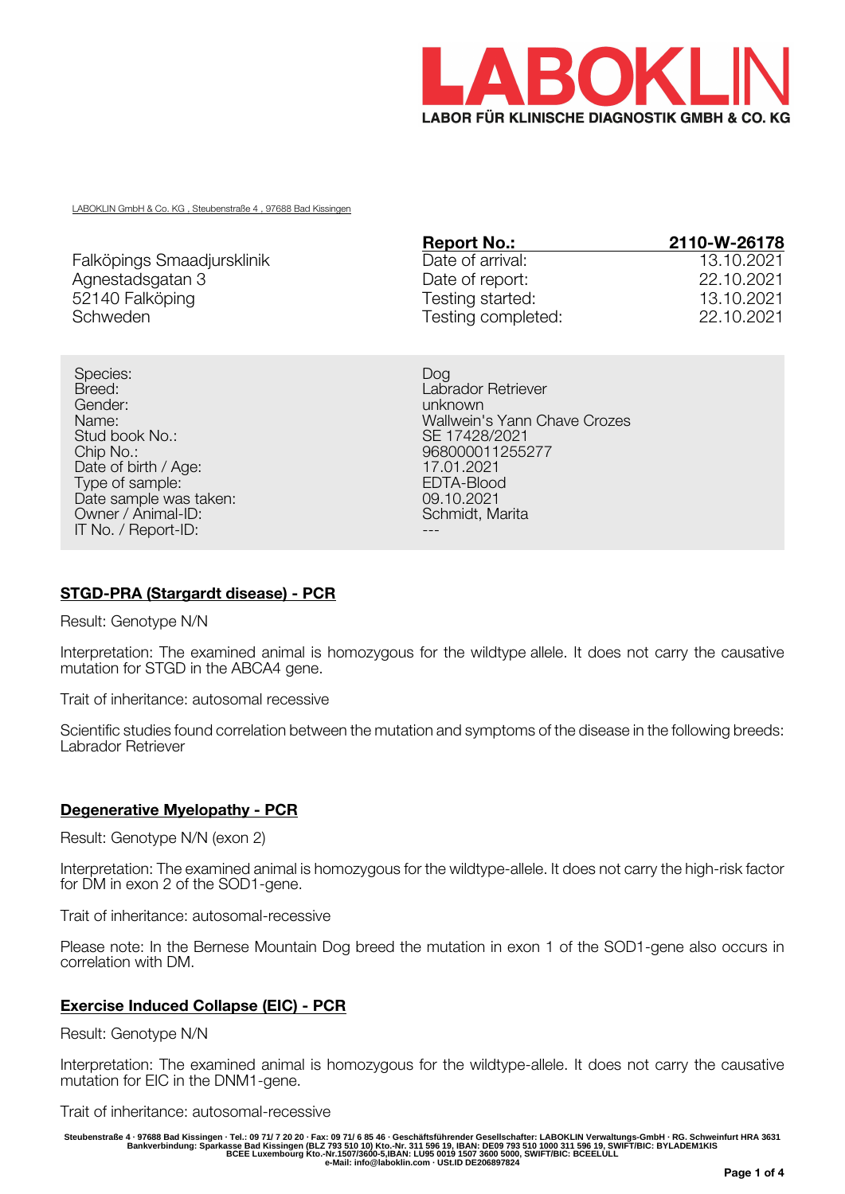# LABOKLIN

**LABOR FÜR KLINISCHE DIAGNOSTIK GMBH & CO. KG**

LABOKLIN GmbH & Co. KG , Steubenstraße 4 , 97688 Bad Kissingen

Falköpings Smaadjursklinik
Agnestadsgatan 3
52140 Falköping
Schweden

| **Report No.:** | **2110-W-26178** |
|---|---|
| Date of arrival: | 13.10.2021 |
| Date of report: | 22.10.2021 |
| Testing started: | 13.10.2021 |
| Testing completed: | 22.10.2021 |

| | |
|---|---|
| Species: | Dog |
| Breed: | Labrador Retriever |
| Gender: | unknown |
| Name: | Wallwein's Yann Chave Crozes |
| Stud book No.: | SE 17428/2021 |
| Chip No.: | 968000011255277 |
| Date of birth / Age: | 17.01.2021 |
| Type of sample: | EDTA-Blood |
| Date sample was taken: | 09.10.2021 |
| Owner / Animal-ID: | Schmidt, Marita |
| IT No. / Report-ID: | --- |

## STGD-PRA (Stargardt disease) - PCR

Result: Genotype N/N

Interpretation: The examined animal is homozygous for the wildtype allele. It does not carry the causative mutation for STGD in the ABCA4 gene.

Trait of inheritance: autosomal recessive

Scientific studies found correlation between the mutation and symptoms of the disease in the following breeds: Labrador Retriever

## Degenerative Myelopathy - PCR

Result: Genotype N/N (exon 2)

Interpretation: The examined animal is homozygous for the wildtype-allele. It does not carry the high-risk factor for DM in exon 2 of the SOD1-gene.

Trait of inheritance: autosomal-recessive

Please note: In the Bernese Mountain Dog breed the mutation in exon 1 of the SOD1-gene also occurs in correlation with DM.

## Exercise Induced Collapse (EIC) - PCR

Result: Genotype N/N

Interpretation: The examined animal is homozygous for the wildtype-allele. It does not carry the causative mutation for EIC in the DNM1-gene.

Trait of inheritance: autosomal-recessive

Steubenstraße 4 · 97688 Bad Kissingen · Tel.: 09 71/ 7 20 20 · Fax: 09 71/ 6 85 46 · Geschäftsführender Gesellschafter: LABOKLIN Verwaltungs-GmbH · RG. Schweinfurt HRA 3631
Bankverbindung: Sparkasse Bad Kissingen (BLZ 793 510 10) Kto.-Nr. 311 596 19, IBAN: DE09 793 510 1000 311 596 19, SWIFT/BIC: BYLADEM1KIS
BCEE Luxembourg Kto.-Nr.1507/3600-5,IBAN: LU95 0019 1507 3600 5000, SWIFT/BIC: BCEELULL
e-Mail: info@laboklin.com · USt.ID DE206897824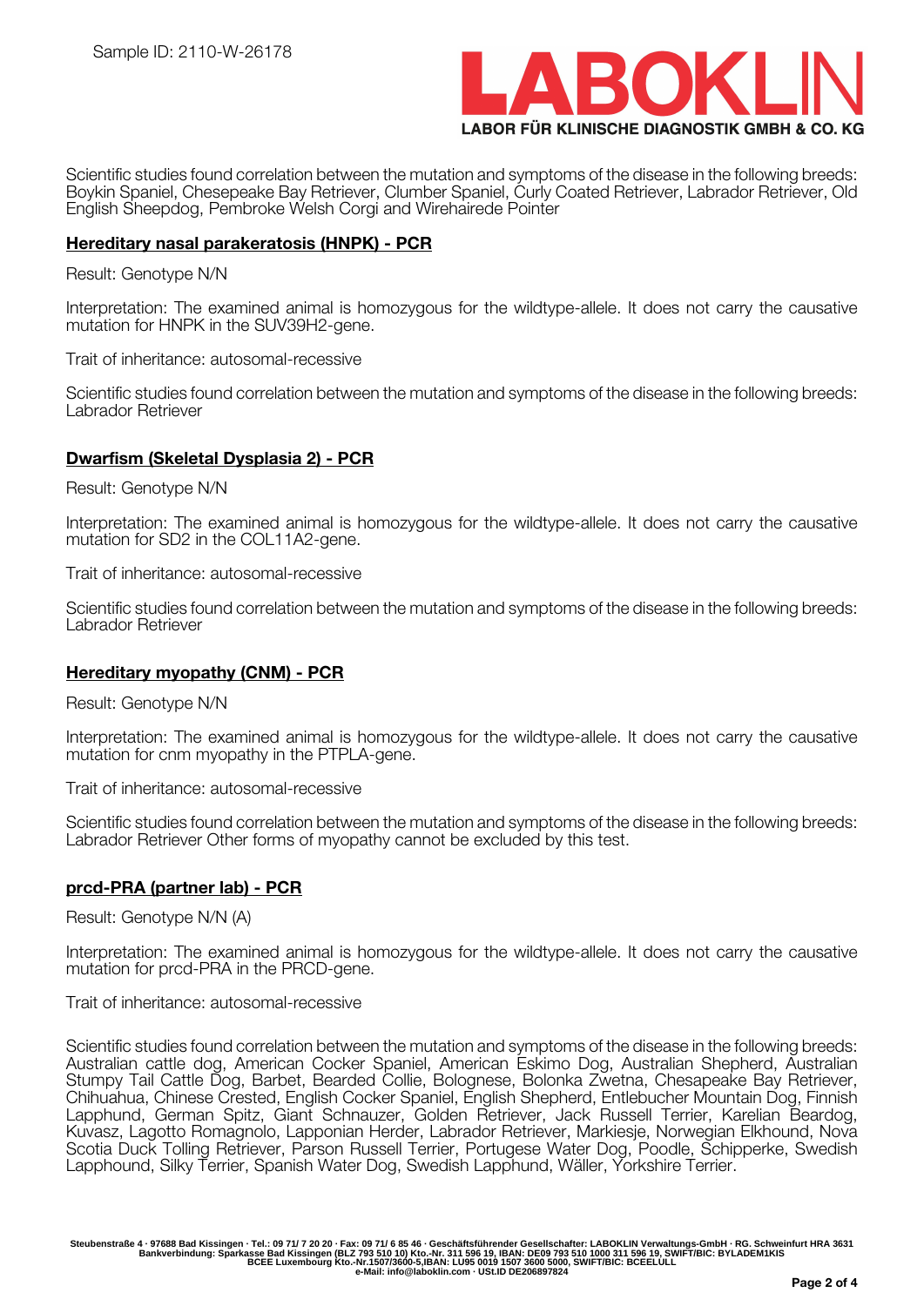Scientific studies found correlation between the mutation and symptoms of the disease in the following breeds: Boykin Spaniel, Chesepeake Bay Retriever, Clumber Spaniel, Curly Coated Retriever, Labrador Retriever, Old English Sheepdog, Pembroke Welsh Corgi and Wirehairede Pointer

**Hereditary nasal parakeratosis (HNPK) - PCR**

Result: Genotype N/N

Interpretation: The examined animal is homozygous for the wildtype-allele. It does not carry the causative mutation for HNPK in the SUV39H2-gene.

Trait of inheritance: autosomal-recessive

Scientific studies found correlation between the mutation and symptoms of the disease in the following breeds: Labrador Retriever

**Dwarfism (Skeletal Dysplasia 2) - PCR**

Result: Genotype N/N

Interpretation: The examined animal is homozygous for the wildtype-allele. It does not carry the causative mutation for SD2 in the COL11A2-gene.

Trait of inheritance: autosomal-recessive

Scientific studies found correlation between the mutation and symptoms of the disease in the following breeds: Labrador Retriever

**Hereditary myopathy (CNM) - PCR**

Result: Genotype N/N

Interpretation: The examined animal is homozygous for the wildtype-allele. It does not carry the causative mutation for cnm myopathy in the PTPLA-gene.

Trait of inheritance: autosomal-recessive

Scientific studies found correlation between the mutation and symptoms of the disease in the following breeds: Labrador Retriever Other forms of myopathy cannot be excluded by this test.

**prcd-PRA (partner lab) - PCR**

Result: Genotype N/N (A)

Interpretation: The examined animal is homozygous for the wildtype-allele. It does not carry the causative mutation for prcd-PRA in the PRCD-gene.

Trait of inheritance: autosomal-recessive

Scientific studies found correlation between the mutation and symptoms of the disease in the following breeds: Australian cattle dog, American Cocker Spaniel, American Eskimo Dog, Australian Shepherd, Australian Stumpy Tail Cattle Dog, Barbet, Bearded Collie, Bolognese, Bolonka Zwetna, Chesapeake Bay Retriever, Chihuahua, Chinese Crested, English Cocker Spaniel, English Shepherd, Entlebucher Mountain Dog, Finnish Lapphund, German Spitz, Giant Schnauzer, Golden Retriever, Jack Russell Terrier, Karelian Beardog, Kuvasz, Lagotto Romagnolo, Lapponian Herder, Labrador Retriever, Markiesje, Norwegian Elkhound, Nova Scotia Duck Tolling Retriever, Parson Russell Terrier, Portugese Water Dog, Poodle, Schipperke, Swedish Lapphound, Silky Terrier, Spanish Water Dog, Swedish Lapphund, Wäller, Yorkshire Terrier.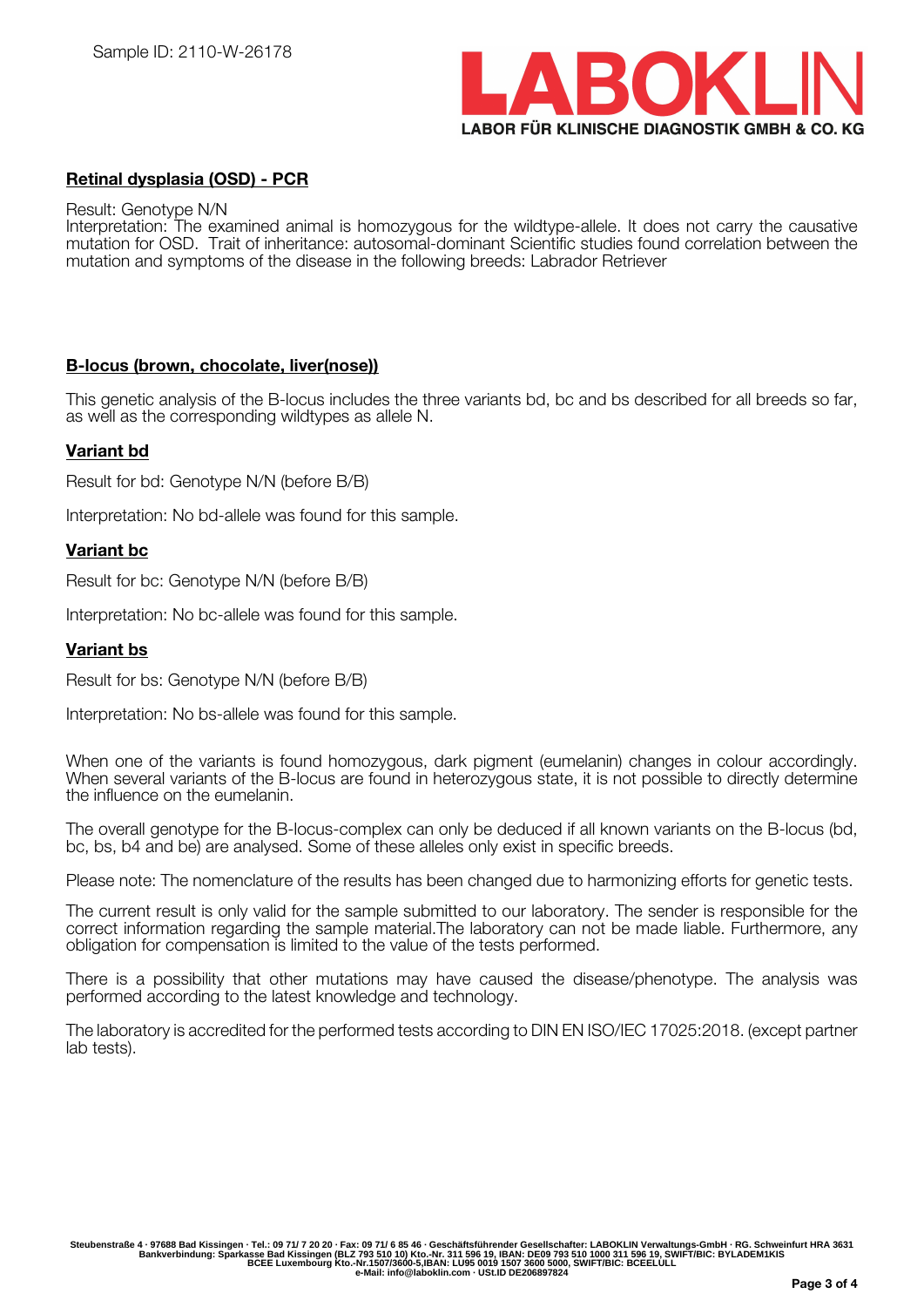Sample ID: 2110-W-26178

**Retinal dysplasia (OSD) - PCR**

Result: Genotype N/N
Interpretation: The examined animal is homozygous for the wildtype-allele. It does not carry the causative mutation for OSD. Trait of inheritance: autosomal-dominant Scientific studies found correlation between the mutation and symptoms of the disease in the following breeds: Labrador Retriever

**B-locus (brown, chocolate, liver(nose))**

This genetic analysis of the B-locus includes the three variants bd, bc and bs described for all breeds so far, as well as the corresponding wildtypes as allele N.

**Variant bd**

Result for bd: Genotype N/N (before B/B)

Interpretation: No bd-allele was found for this sample.

**Variant bc**

Result for bc: Genotype N/N (before B/B)

Interpretation: No bc-allele was found for this sample.

**Variant bs**

Result for bs: Genotype N/N (before B/B)

Interpretation: No bs-allele was found for this sample.

When one of the variants is found homozygous, dark pigment (eumelanin) changes in colour accordingly. When several variants of the B-locus are found in heterozygous state, it is not possible to directly determine the influence on the eumelanin.

The overall genotype for the B-locus-complex can only be deduced if all known variants on the B-locus (bd, bc, bs, b4 and be) are analysed. Some of these alleles only exist in specific breeds.

Please note: The nomenclature of the results has been changed due to harmonizing efforts for genetic tests.

The current result is only valid for the sample submitted to our laboratory. The sender is responsible for the correct information regarding the sample material.The laboratory can not be made liable. Furthermore, any obligation for compensation is limited to the value of the tests performed.

There is a possibility that other mutations may have caused the disease/phenotype. The analysis was performed according to the latest knowledge and technology.

The laboratory is accredited for the performed tests according to DIN EN ISO/IEC 17025:2018. (except partner lab tests).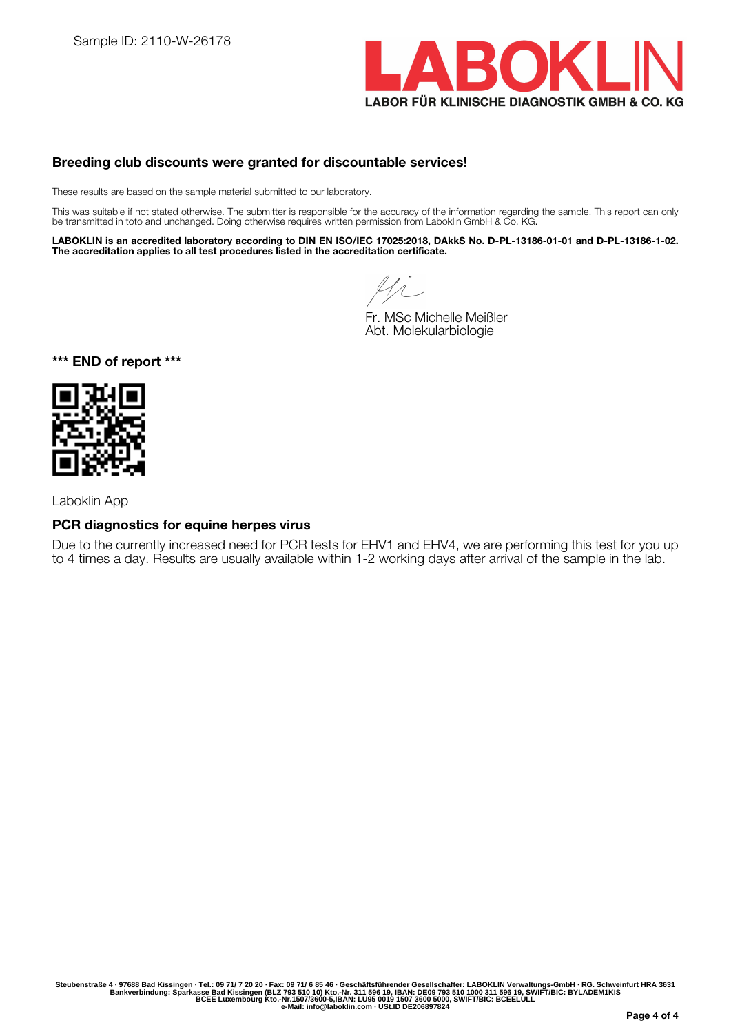Sample ID: 2110-W-26178

**Breeding club discounts were granted for discountable services!**

These results are based on the sample material submitted to our laboratory.

This was suitable if not stated otherwise. The submitter is responsible for the accuracy of the information regarding the sample. This report can only be transmitted in toto and unchanged. Doing otherwise requires written permission from Laboklin GmbH & Co. KG.

**LABOKLIN is an accredited laboratory according to DIN EN ISO/IEC 17025:2018, DAkkS No. D-PL-13186-01-01 and D-PL-13186-1-02. The accreditation applies to all test procedures listed in the accreditation certificate.**

Fr. MSc Michelle Meißler
Abt. Molekularbiologie

**\*\*\* END of report \*\*\***

Laboklin App

## PCR diagnostics for equine herpes virus

Due to the currently increased need for PCR tests for EHV1 and EHV4, we are performing this test for you up to 4 times a day. Results are usually available within 1-2 working days after arrival of the sample in the lab.

Steubenstraße 4 · 97688 Bad Kissingen · Tel.: 09 71/ 7 20 20 · Fax: 09 71/ 6 85 46 · Geschäftsführender Gesellschafter: LABOKLIN Verwaltungs-GmbH · RG. Schweinfurt HRA 3631
Bankverbindung: Sparkasse Bad Kissingen (BLZ 793 510 10) Kto.-Nr. 311 596 19, IBAN: DE09 793 510 1000 311 596 19, SWIFT/BIC: BYLADEM1KIS
BCEE Luxembourg Kto.-Nr.1507/3600-5,IBAN: LU95 0019 1507 3600 5000, SWIFT/BIC: BCEELULL
e-Mail: info@laboklin.com · USt.ID DE206897824